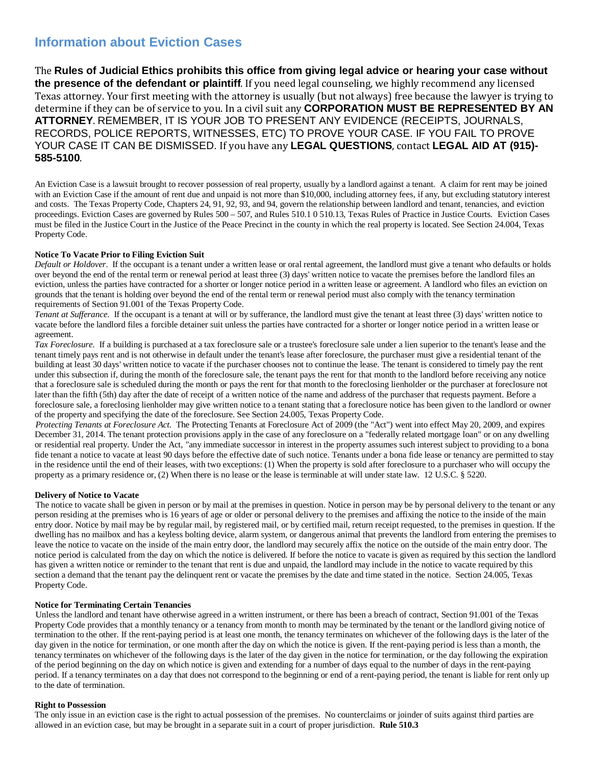# Information about Eviction Cases

The **Rules of Judicial Ethics prohibits this office from giving legal advice or hearing your case without the presence of the defendant or plaintiff**. If you need legal counseling, we highly recommend any licensed Texas attorney. Your first meeting with the attorney is usually (but not always) free because the lawyer is trying to determine if they can be of service to you. In a civil suit any **CORPORATION MUST BE REPRESENTED BY AN ATTORNEY**. REMEMBER, IT IS YOUR JOB TO PRESENT ANY EVIDENCE (RECEIPTS, JOURNALS, RECORDS, POLICE REPORTS, WITNESSES, ETC) TO PROVE YOUR CASE. IF YOU FAIL TO PROVE YOUR CASE IT CAN BE DISMISSED. If you have any **LEGAL QUESTIONS**, contact **LEGAL AID AT (915)-585-5100**.

An Eviction Case is a lawsuit brought to recover possession of real property, usually by a landlord against a tenant. A claim for rent may be joined with an Eviction Case if the amount of rent due and unpaid is not more than $10,000, including attorney fees, if any, but excluding statutory interest and costs. The Texas Property Code, Chapters 24, 91, 92, 93, and 94, govern the relationship between landlord and tenant, tenancies, and eviction proceedings. Eviction Cases are governed by Rules 500 – 507, and Rules 510.1 0 510.13, Texas Rules of Practice in Justice Courts. Eviction Cases must be filed in the Justice Court in the Justice of the Peace Precinct in the county in which the real property is located. See Section 24.004, Texas Property Code.

**Notice To Vacate Prior to Filing Eviction Suit**

*Default or Holdover*. If the occupant is a tenant under a written lease or oral rental agreement, the landlord must give a tenant who defaults or holds over beyond the end of the rental term or renewal period at least three (3) days' written notice to vacate the premises before the landlord files an eviction, unless the parties have contracted for a shorter or longer notice period in a written lease or agreement. A landlord who files an eviction on grounds that the tenant is holding over beyond the end of the rental term or renewal period must also comply with the tenancy termination requirements of Section 91.001 of the Texas Property Code.

*Tenant at Sufferance.* If the occupant is a tenant at will or by sufferance, the landlord must give the tenant at least three (3) days' written notice to vacate before the landlord files a forcible detainer suit unless the parties have contracted for a shorter or longer notice period in a written lease or agreement.

*Tax Foreclosure.* If a building is purchased at a tax foreclosure sale or a trustee's foreclosure sale under a lien superior to the tenant's lease and the tenant timely pays rent and is not otherwise in default under the tenant's lease after foreclosure, the purchaser must give a residential tenant of the building at least 30 days' written notice to vacate if the purchaser chooses not to continue the lease. The tenant is considered to timely pay the rent under this subsection if, during the month of the foreclosure sale, the tenant pays the rent for that month to the landlord before receiving any notice that a foreclosure sale is scheduled during the month or pays the rent for that month to the foreclosing lienholder or the purchaser at foreclosure not later than the fifth (5th) day after the date of receipt of a written notice of the name and address of the purchaser that requests payment. Before a foreclosure sale, a foreclosing lienholder may give written notice to a tenant stating that a foreclosure notice has been given to the landlord or owner of the property and specifying the date of the foreclosure. See Section 24.005, Texas Property Code.

*Protecting Tenants at Foreclosure Act.* The Protecting Tenants at Foreclosure Act of 2009 (the "Act") went into effect May 20, 2009, and expires December 31, 2014. The tenant protection provisions apply in the case of any foreclosure on a "federally related mortgage loan" or on any dwelling or residential real property. Under the Act, "any immediate successor in interest in the property assumes such interest subject to providing to a bona fide tenant a notice to vacate at least 90 days before the effective date of such notice. Tenants under a bona fide lease or tenancy are permitted to stay in the residence until the end of their leases, with two exceptions: (1) When the property is sold after foreclosure to a purchaser who will occupy the property as a primary residence or, (2) When there is no lease or the lease is terminable at will under state law. 12 U.S.C. § 5220.

**Delivery of Notice to Vacate**

The notice to vacate shall be given in person or by mail at the premises in question. Notice in person may be by personal delivery to the tenant or any person residing at the premises who is 16 years of age or older or personal delivery to the premises and affixing the notice to the inside of the main entry door. Notice by mail may be by regular mail, by registered mail, or by certified mail, return receipt requested, to the premises in question. If the dwelling has no mailbox and has a keyless bolting device, alarm system, or dangerous animal that prevents the landlord from entering the premises to leave the notice to vacate on the inside of the main entry door, the landlord may securely affix the notice on the outside of the main entry door. The notice period is calculated from the day on which the notice is delivered. If before the notice to vacate is given as required by this section the landlord has given a written notice or reminder to the tenant that rent is due and unpaid, the landlord may include in the notice to vacate required by this section a demand that the tenant pay the delinquent rent or vacate the premises by the date and time stated in the notice. Section 24.005, Texas Property Code.

**Notice for Terminating Certain Tenancies**

Unless the landlord and tenant have otherwise agreed in a written instrument, or there has been a breach of contract, Section 91.001 of the Texas Property Code provides that a monthly tenancy or a tenancy from month to month may be terminated by the tenant or the landlord giving notice of termination to the other. If the rent-paying period is at least one month, the tenancy terminates on whichever of the following days is the later of the day given in the notice for termination, or one month after the day on which the notice is given. If the rent-paying period is less than a month, the tenancy terminates on whichever of the following days is the later of the day given in the notice for termination, or the day following the expiration of the period beginning on the day on which notice is given and extending for a number of days equal to the number of days in the rent-paying period. If a tenancy terminates on a day that does not correspond to the beginning or end of a rent-paying period, the tenant is liable for rent only up to the date of termination.

**Right to Possession**

The only issue in an eviction case is the right to actual possession of the premises. No counterclaims or joinder of suits against third parties are allowed in an eviction case, but may be brought in a separate suit in a court of proper jurisdiction. **Rule 510.3**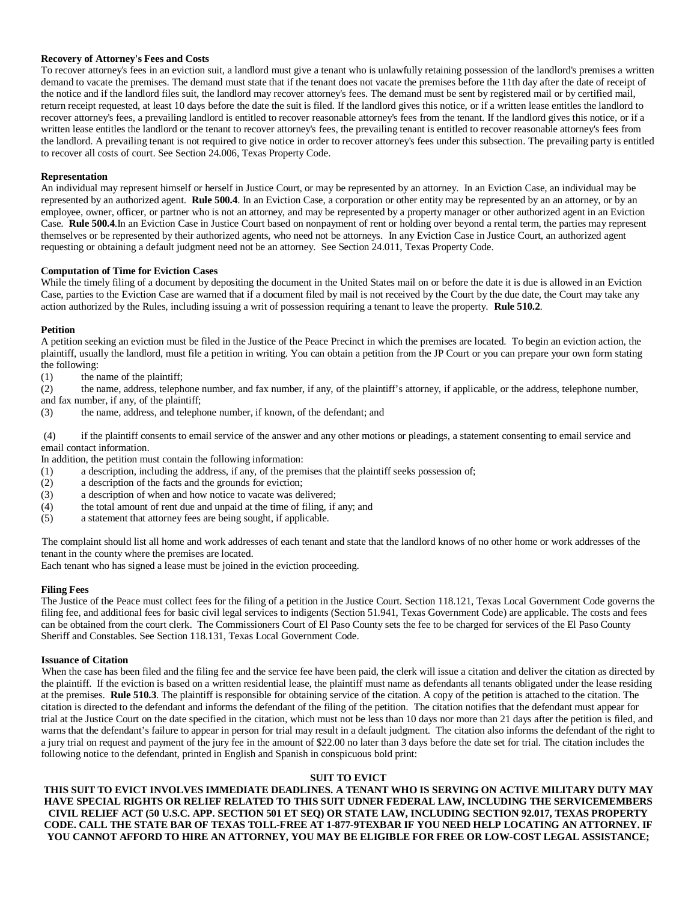**Recovery of Attorney's Fees and Costs**

To recover attorney's fees in an eviction suit, a landlord must give a tenant who is unlawfully retaining possession of the landlord's premises a written demand to vacate the premises. The demand must state that if the tenant does not vacate the premises before the 11th day after the date of receipt of the notice and if the landlord files suit, the landlord may recover attorney's fees. The demand must be sent by registered mail or by certified mail, return receipt requested, at least 10 days before the date the suit is filed. If the landlord gives this notice, or if a written lease entitles the landlord to recover attorney's fees, a prevailing landlord is entitled to recover reasonable attorney's fees from the tenant. If the landlord gives this notice, or if a written lease entitles the landlord or the tenant to recover attorney's fees, the prevailing tenant is entitled to recover reasonable attorney's fees from the landlord. A prevailing tenant is not required to give notice in order to recover attorney's fees under this subsection. The prevailing party is entitled to recover all costs of court. See Section 24.006, Texas Property Code.

**Representation**

An individual may represent himself or herself in Justice Court, or may be represented by an attorney. In an Eviction Case, an individual may be represented by an authorized agent. **Rule 500.4**. In an Eviction Case, a corporation or other entity may be represented by an an attorney, or by an employee, owner, officer, or partner who is not an attorney, and may be represented by a property manager or other authorized agent in an Eviction Case. **Rule 500.4**.In an Eviction Case in Justice Court based on nonpayment of rent or holding over beyond a rental term, the parties may represent themselves or be represented by their authorized agents, who need not be attorneys. In any Eviction Case in Justice Court, an authorized agent requesting or obtaining a default judgment need not be an attorney. See Section 24.011, Texas Property Code.

**Computation of Time for Eviction Cases**

While the timely filing of a document by depositing the document in the United States mail on or before the date it is due is allowed in an Eviction Case, parties to the Eviction Case are warned that if a document filed by mail is not received by the Court by the due date, the Court may take any action authorized by the Rules, including issuing a writ of possession requiring a tenant to leave the property. **Rule 510.2**.

**Petition**

A petition seeking an eviction must be filed in the Justice of the Peace Precinct in which the premises are located. To begin an eviction action, the plaintiff, usually the landlord, must file a petition in writing. You can obtain a petition from the JP Court or you can prepare your own form stating the following:

(1) the name of the plaintiff;
(2) the name, address, telephone number, and fax number, if any, of the plaintiff's attorney, if applicable, or the address, telephone number, and fax number, if any, of the plaintiff;
(3) the name, address, and telephone number, if known, of the defendant; and

(4) if the plaintiff consents to email service of the answer and any other motions or pleadings, a statement consenting to email service and email contact information.

In addition, the petition must contain the following information:

(1) a description, including the address, if any, of the premises that the plaintiff seeks possession of;
(2) a description of the facts and the grounds for eviction;
(3) a description of when and how notice to vacate was delivered;
(4) the total amount of rent due and unpaid at the time of filing, if any; and
(5) a statement that attorney fees are being sought, if applicable.

The complaint should list all home and work addresses of each tenant and state that the landlord knows of no other home or work addresses of the tenant in the county where the premises are located.
Each tenant who has signed a lease must be joined in the eviction proceeding.

**Filing Fees**

The Justice of the Peace must collect fees for the filing of a petition in the Justice Court. Section 118.121, Texas Local Government Code governs the filing fee, and additional fees for basic civil legal services to indigents (Section 51.941, Texas Government Code) are applicable. The costs and fees can be obtained from the court clerk. The Commissioners Court of El Paso County sets the fee to be charged for services of the El Paso County Sheriff and Constables. See Section 118.131, Texas Local Government Code.

**Issuance of Citation**

When the case has been filed and the filing fee and the service fee have been paid, the clerk will issue a citation and deliver the citation as directed by the plaintiff. If the eviction is based on a written residential lease, the plaintiff must name as defendants all tenants obligated under the lease residing at the premises. **Rule 510.3**. The plaintiff is responsible for obtaining service of the citation. A copy of the petition is attached to the citation. The citation is directed to the defendant and informs the defendant of the filing of the petition. The citation notifies that the defendant must appear for trial at the Justice Court on the date specified in the citation, which must not be less than 10 days nor more than 21 days after the petition is filed, and warns that the defendant's failure to appear in person for trial may result in a default judgment. The citation also informs the defendant of the right to a jury trial on request and payment of the jury fee in the amount of $22.00 no later than 3 days before the date set for trial. The citation includes the following notice to the defendant, printed in English and Spanish in conspicuous bold print:

**SUIT TO EVICT**

**THIS SUIT TO EVICT INVOLVES IMMEDIATE DEADLINES. A TENANT WHO IS SERVING ON ACTIVE MILITARY DUTY MAY HAVE SPECIAL RIGHTS OR RELIEF RELATED TO THIS SUIT UDNER FEDERAL LAW, INCLUDING THE SERVICEMEMBERS CIVIL RELIEF ACT (50 U.S.C. APP. SECTION 501 ET SEQ) OR STATE LAW, INCLUDING SECTION 92.017, TEXAS PROPERTY CODE. CALL THE STATE BAR OF TEXAS TOLL-FREE AT 1-877-9TEXBAR IF YOU NEED HELP LOCATING AN ATTORNEY. IF YOU CANNOT AFFORD TO HIRE AN ATTORNEY, YOU MAY BE ELIGIBLE FOR FREE OR LOW-COST LEGAL ASSISTANCE;**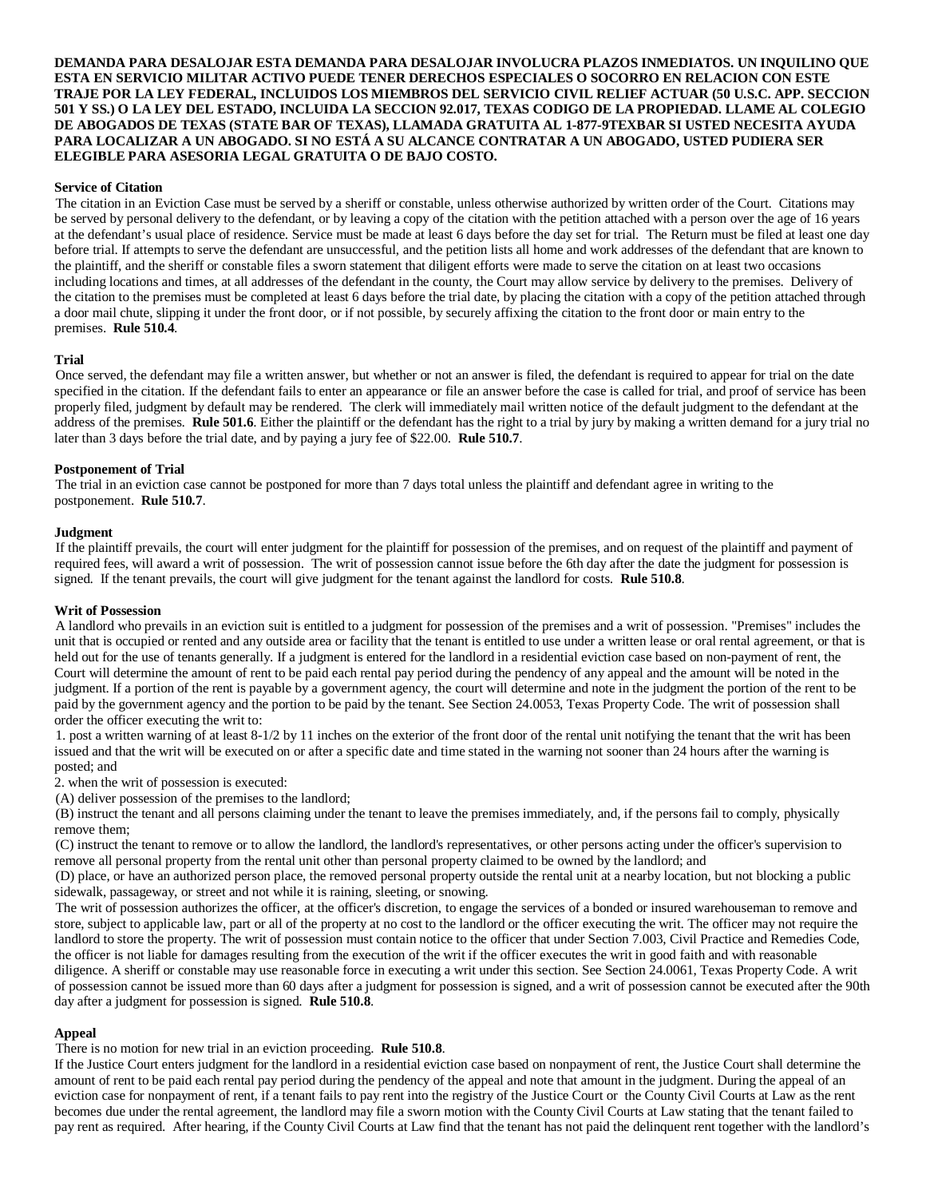**DEMANDA PARA DESALOJAR ESTA DEMANDA PARA DESALOJAR INVOLUCRA PLAZOS INMEDIATOS. UN INQUILINO QUE ESTA EN SERVICIO MILITAR ACTIVO PUEDE TENER DERECHOS ESPECIALES O SOCORRO EN RELACION CON ESTE TRAJE POR LA LEY FEDERAL, INCLUIDOS LOS MIEMBROS DEL SERVICIO CIVIL RELIEF ACTUAR (50 U.S.C. APP. SECCION 501 Y SS.) O LA LEY DEL ESTADO, INCLUIDA LA SECCION 92.017, TEXAS CODIGO DE LA PROPIEDAD. LLAME AL COLEGIO DE ABOGADOS DE TEXAS (STATE BAR OF TEXAS), LLAMADA GRATUITA AL 1-877-9TEXBAR SI USTED NECESITA AYUDA PARA LOCALIZAR A UN ABOGADO. SI NO ESTÁ A SU ALCANCE CONTRATAR A UN ABOGADO, USTED PUDIERA SER ELEGIBLE PARA ASESORIA LEGAL GRATUITA O DE BAJO COSTO.**

**Service of Citation**

The citation in an Eviction Case must be served by a sheriff or constable, unless otherwise authorized by written order of the Court. Citations may be served by personal delivery to the defendant, or by leaving a copy of the citation with the petition attached with a person over the age of 16 years at the defendant's usual place of residence. Service must be made at least 6 days before the day set for trial. The Return must be filed at least one day before trial. If attempts to serve the defendant are unsuccessful, and the petition lists all home and work addresses of the defendant that are known to the plaintiff, and the sheriff or constable files a sworn statement that diligent efforts were made to serve the citation on at least two occasions including locations and times, at all addresses of the defendant in the county, the Court may allow service by delivery to the premises. Delivery of the citation to the premises must be completed at least 6 days before the trial date, by placing the citation with a copy of the petition attached through a door mail chute, slipping it under the front door, or if not possible, by securely affixing the citation to the front door or main entry to the premises. **Rule 510.4**.

**Trial**

Once served, the defendant may file a written answer, but whether or not an answer is filed, the defendant is required to appear for trial on the date specified in the citation. If the defendant fails to enter an appearance or file an answer before the case is called for trial, and proof of service has been properly filed, judgment by default may be rendered. The clerk will immediately mail written notice of the default judgment to the defendant at the address of the premises. **Rule 501.6**. Either the plaintiff or the defendant has the right to a trial by jury by making a written demand for a jury trial no later than 3 days before the trial date, and by paying a jury fee of $22.00. **Rule 510.7**.

**Postponement of Trial**

The trial in an eviction case cannot be postponed for more than 7 days total unless the plaintiff and defendant agree in writing to the postponement. **Rule 510.7**.

**Judgment**

If the plaintiff prevails, the court will enter judgment for the plaintiff for possession of the premises, and on request of the plaintiff and payment of required fees, will award a writ of possession. The writ of possession cannot issue before the 6th day after the date the judgment for possession is signed. If the tenant prevails, the court will give judgment for the tenant against the landlord for costs. **Rule 510.8**.

**Writ of Possession**

A landlord who prevails in an eviction suit is entitled to a judgment for possession of the premises and a writ of possession. "Premises" includes the unit that is occupied or rented and any outside area or facility that the tenant is entitled to use under a written lease or oral rental agreement, or that is held out for the use of tenants generally. If a judgment is entered for the landlord in a residential eviction case based on non-payment of rent, the Court will determine the amount of rent to be paid each rental pay period during the pendency of any appeal and the amount will be noted in the judgment. If a portion of the rent is payable by a government agency, the court will determine and note in the judgment the portion of the rent to be paid by the government agency and the portion to be paid by the tenant. See Section 24.0053, Texas Property Code. The writ of possession shall order the officer executing the writ to:

1. post a written warning of at least 8-1/2 by 11 inches on the exterior of the front door of the rental unit notifying the tenant that the writ has been issued and that the writ will be executed on or after a specific date and time stated in the warning not sooner than 24 hours after the warning is posted; and
2. when the writ of possession is executed:
   (A) deliver possession of the premises to the landlord;
   (B) instruct the tenant and all persons claiming under the tenant to leave the premises immediately, and, if the persons fail to comply, physically remove them;
   (C) instruct the tenant to remove or to allow the landlord, the landlord's representatives, or other persons acting under the officer's supervision to remove all personal property from the rental unit other than personal property claimed to be owned by the landlord; and
   (D) place, or have an authorized person place, the removed personal property outside the rental unit at a nearby location, but not blocking a public sidewalk, passageway, or street and not while it is raining, sleeting, or snowing.

The writ of possession authorizes the officer, at the officer's discretion, to engage the services of a bonded or insured warehouseman to remove and store, subject to applicable law, part or all of the property at no cost to the landlord or the officer executing the writ. The officer may not require the landlord to store the property. The writ of possession must contain notice to the officer that under Section 7.003, Civil Practice and Remedies Code, the officer is not liable for damages resulting from the execution of the writ if the officer executes the writ in good faith and with reasonable diligence. A sheriff or constable may use reasonable force in executing a writ under this section. See Section 24.0061, Texas Property Code. A writ of possession cannot be issued more than 60 days after a judgment for possession is signed, and a writ of possession cannot be executed after the 90th day after a judgment for possession is signed. **Rule 510.8**.

**Appeal**

There is no motion for new trial in an eviction proceeding. **Rule 510.8**.

If the Justice Court enters judgment for the landlord in a residential eviction case based on nonpayment of rent, the Justice Court shall determine the amount of rent to be paid each rental pay period during the pendency of the appeal and note that amount in the judgment. During the appeal of an eviction case for nonpayment of rent, if a tenant fails to pay rent into the registry of the Justice Court or the County Civil Courts at Law as the rent becomes due under the rental agreement, the landlord may file a sworn motion with the County Civil Courts at Law stating that the tenant failed to pay rent as required. After hearing, if the County Civil Courts at Law find that the tenant has not paid the delinquent rent together with the landlord's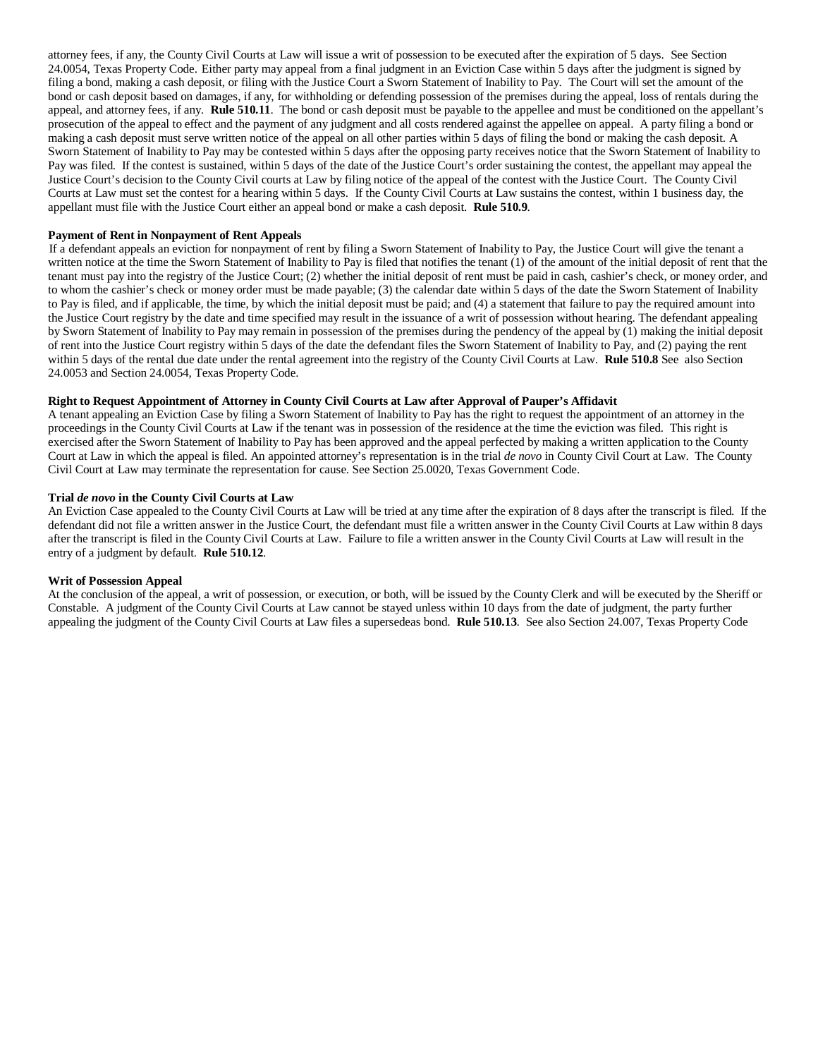attorney fees, if any, the County Civil Courts at Law will issue a writ of possession to be executed after the expiration of 5 days. See Section 24.0054, Texas Property Code. Either party may appeal from a final judgment in an Eviction Case within 5 days after the judgment is signed by filing a bond, making a cash deposit, or filing with the Justice Court a Sworn Statement of Inability to Pay. The Court will set the amount of the bond or cash deposit based on damages, if any, for withholding or defending possession of the premises during the appeal, loss of rentals during the appeal, and attorney fees, if any. **Rule 510.11**. The bond or cash deposit must be payable to the appellee and must be conditioned on the appellant's prosecution of the appeal to effect and the payment of any judgment and all costs rendered against the appellee on appeal. A party filing a bond or making a cash deposit must serve written notice of the appeal on all other parties within 5 days of filing the bond or making the cash deposit. A Sworn Statement of Inability to Pay may be contested within 5 days after the opposing party receives notice that the Sworn Statement of Inability to Pay was filed. If the contest is sustained, within 5 days of the date of the Justice Court's order sustaining the contest, the appellant may appeal the Justice Court's decision to the County Civil courts at Law by filing notice of the appeal of the contest with the Justice Court. The County Civil Courts at Law must set the contest for a hearing within 5 days. If the County Civil Courts at Law sustains the contest, within 1 business day, the appellant must file with the Justice Court either an appeal bond or make a cash deposit. **Rule 510.9**.

**Payment of Rent in Nonpayment of Rent Appeals**

If a defendant appeals an eviction for nonpayment of rent by filing a Sworn Statement of Inability to Pay, the Justice Court will give the tenant a written notice at the time the Sworn Statement of Inability to Pay is filed that notifies the tenant (1) of the amount of the initial deposit of rent that the tenant must pay into the registry of the Justice Court; (2) whether the initial deposit of rent must be paid in cash, cashier's check, or money order, and to whom the cashier's check or money order must be made payable; (3) the calendar date within 5 days of the date the Sworn Statement of Inability to Pay is filed, and if applicable, the time, by which the initial deposit must be paid; and (4) a statement that failure to pay the required amount into the Justice Court registry by the date and time specified may result in the issuance of a writ of possession without hearing. The defendant appealing by Sworn Statement of Inability to Pay may remain in possession of the premises during the pendency of the appeal by (1) making the initial deposit of rent into the Justice Court registry within 5 days of the date the defendant files the Sworn Statement of Inability to Pay, and (2) paying the rent within 5 days of the rental due date under the rental agreement into the registry of the County Civil Courts at Law. **Rule 510.8** See also Section 24.0053 and Section 24.0054, Texas Property Code.

**Right to Request Appointment of Attorney in County Civil Courts at Law after Approval of Pauper's Affidavit**

A tenant appealing an Eviction Case by filing a Sworn Statement of Inability to Pay has the right to request the appointment of an attorney in the proceedings in the County Civil Courts at Law if the tenant was in possession of the residence at the time the eviction was filed. This right is exercised after the Sworn Statement of Inability to Pay has been approved and the appeal perfected by making a written application to the County Court at Law in which the appeal is filed. An appointed attorney's representation is in the trial *de novo* in County Civil Court at Law. The County Civil Court at Law may terminate the representation for cause. See Section 25.0020, Texas Government Code.

**Trial *de novo* in the County Civil Courts at Law**

An Eviction Case appealed to the County Civil Courts at Law will be tried at any time after the expiration of 8 days after the transcript is filed. If the defendant did not file a written answer in the Justice Court, the defendant must file a written answer in the County Civil Courts at Law within 8 days after the transcript is filed in the County Civil Courts at Law. Failure to file a written answer in the County Civil Courts at Law will result in the entry of a judgment by default. **Rule 510.12**.

**Writ of Possession Appeal**

At the conclusion of the appeal, a writ of possession, or execution, or both, will be issued by the County Clerk and will be executed by the Sheriff or Constable. A judgment of the County Civil Courts at Law cannot be stayed unless within 10 days from the date of judgment, the party further appealing the judgment of the County Civil Courts at Law files a supersedeas bond. **Rule 510.13**. See also Section 24.007, Texas Property Code